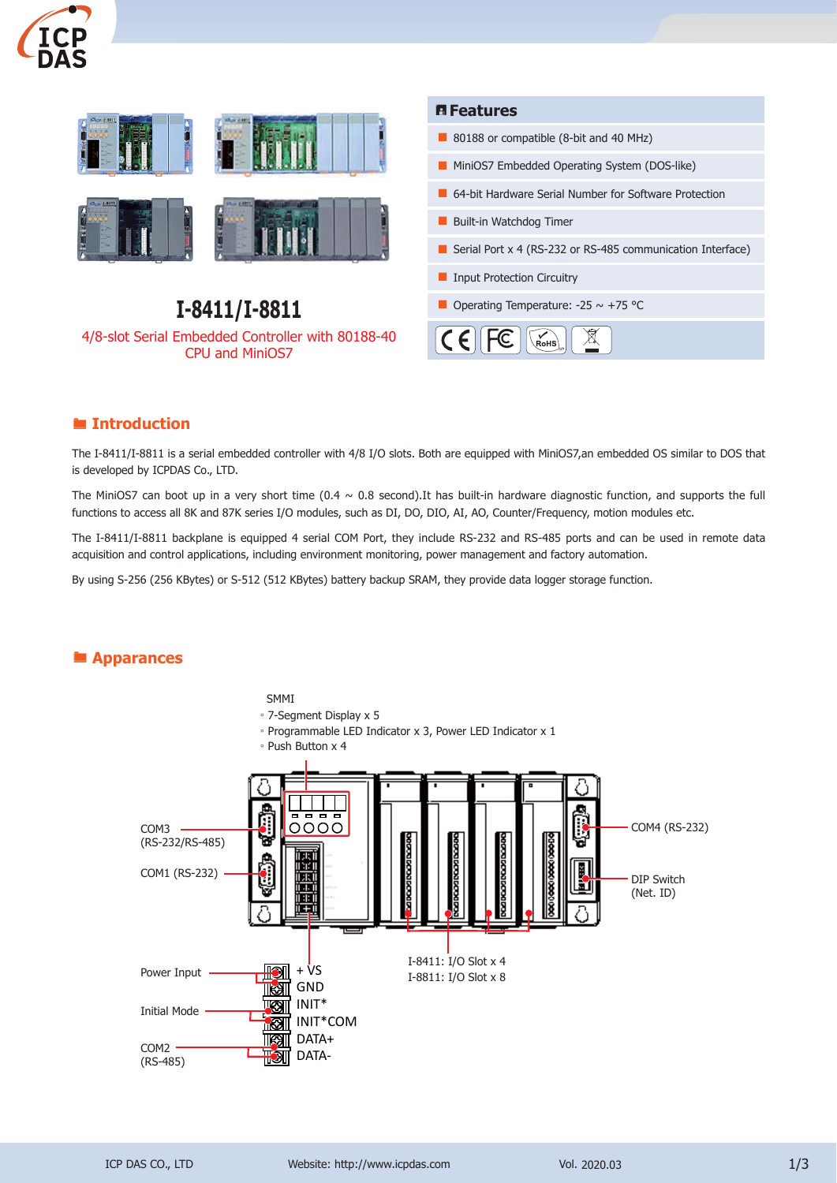# I-8411/I-8811

4/8-slot Serial Embedded Controller with 80188-40 CPU and MiniOS7

## Features

- 80188 or compatible (8-bit and 40 MHz)
- MiniOS7 Embedded Operating System (DOS-like)
- 64-bit Hardware Serial Number for Software Protection
- Built-in Watchdog Timer
- Serial Port x 4 (RS-232 or RS-485 communication Interface)
- Input Protection Circuitry
- Operating Temperature: -25 ~ +75 °C

## Introduction

The I-8411/I-8811 is a serial embedded controller with 4/8 I/O slots. Both are equipped with MiniOS7,an embedded OS similar to DOS that is developed by ICPDAS Co., LTD.

The MiniOS7 can boot up in a very short time (0.4 ~ 0.8 second).It has built-in hardware diagnostic function, and supports the full functions to access all 8K and 87K series I/O modules, such as DI, DO, DIO, AI, AO, Counter/Frequency, motion modules etc.

The I-8411/I-8811 backplane is equipped 4 serial COM Port, they include RS-232 and RS-485 ports and can be used in remote data acquisition and control applications, including environment monitoring, power management and factory automation.

By using S-256 (256 KBytes) or S-512 (512 KBytes) battery backup SRAM, they provide data logger storage function.

## Apparances

SMMI
- 7-Segment Display x 5
- Programmable LED Indicator x 3, Power LED Indicator x 1
- Push Button x 4

COM3 (RS-232/RS-485)

COM1 (RS-232)

COM4 (RS-232)

DIP Switch (Net. ID)

I-8411: I/O Slot x 4
I-8811: I/O Slot x 8

Power Input: +VS, GND

Initial Mode: INIT*, INIT*COM

COM2 (RS-485): DATA+, DATA-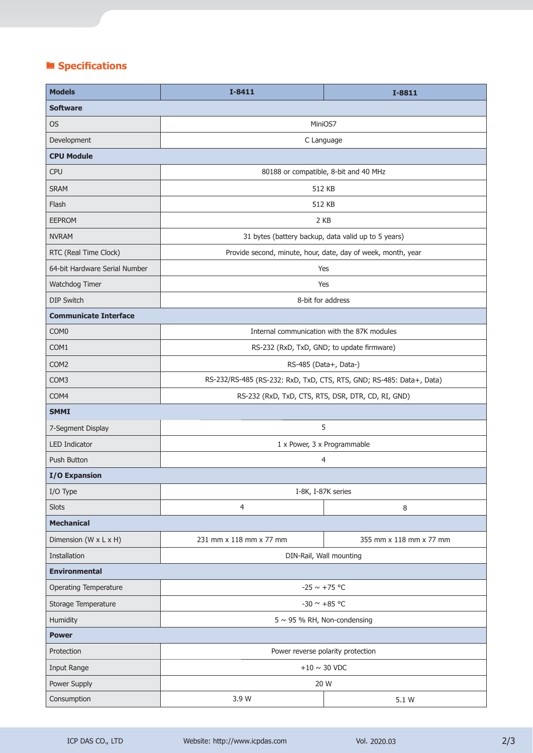## Specifications

| Models | I-8411 | I-8811 |
|---|---|---|
| **Software** | | |
| OS | MiniOS7 | |
| Development | C Language | |
| **CPU Module** | | |
| CPU | 80188 or compatible, 8-bit and 40 MHz | |
| SRAM | 512 KB | |
| Flash | 512 KB | |
| EEPROM | 2 KB | |
| NVRAM | 31 bytes (battery backup, data valid up to 5 years) | |
| RTC (Real Time Clock) | Provide second, minute, hour, date, day of week, month, year | |
| 64-bit Hardware Serial Number | Yes | |
| Watchdog Timer | Yes | |
| DIP Switch | 8-bit for address | |
| **Communicate Interface** | | |
| COM0 | Internal communication with the 87K modules | |
| COM1 | RS-232 (RxD, TxD, GND; to update firmware) | |
| COM2 | RS-485 (Data+, Data-) | |
| COM3 | RS-232/RS-485 (RS-232: RxD, TxD, CTS, RTS, GND; RS-485: Data+, Data) | |
| COM4 | RS-232 (RxD, TxD, CTS, RTS, DSR, DTR, CD, RI, GND) | |
| **SMMI** | | |
| 7-Segment Display | 5 | |
| LED Indicator | 1 x Power, 3 x Programmable | |
| Push Button | 4 | |
| **I/O Expansion** | | |
| I/O Type | I-8K, I-87K series | |
| Slots | 4 | 8 |
| **Mechanical** | | |
| Dimension (W x L x H) | 231 mm x 118 mm x 77 mm | 355 mm x 118 mm x 77 mm |
| Installation | DIN-Rail, Wall mounting | |
| **Environmental** | | |
| Operating Temperature | -25 ~ +75 °C | |
| Storage Temperature | -30 ~ +85 °C | |
| Humidity | 5 ~ 95 % RH, Non-condensing | |
| **Power** | | |
| Protection | Power reverse polarity protection | |
| Input Range | +10 ~ 30 VDC | |
| Power Supply | 20 W | |
| Consumption | 3.9 W | 5.1 W |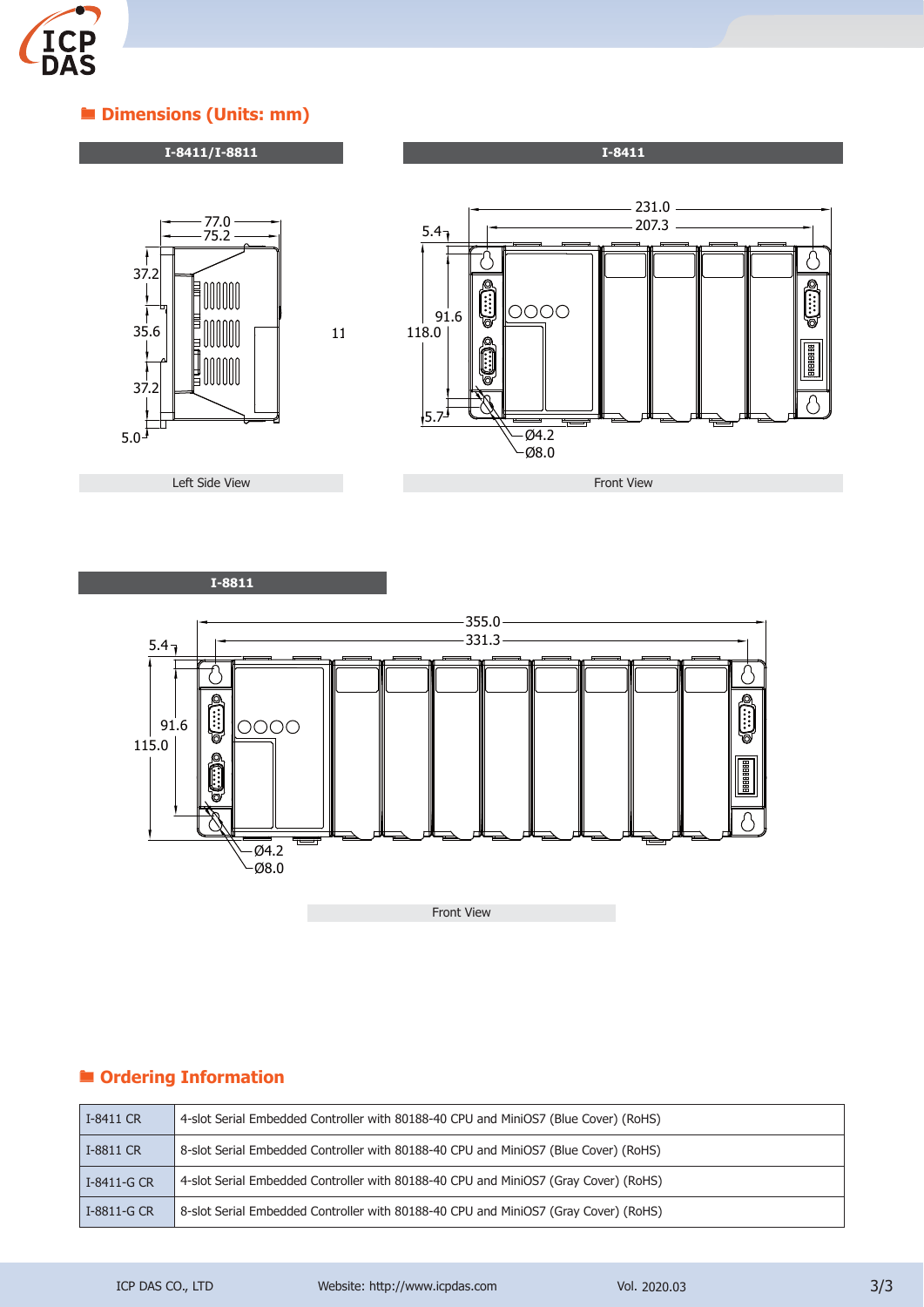## Dimensions (Units: mm)

**I-8411/I-8811**

77.0
75.2
37.2
35.6
37.2
5.0
11

Left Side View

**I-8411**

231.0
207.3
5.4
91.6
118.0
5.7
Ø4.2
Ø8.0

Front View

**I-8811**

355.0
331.3
5.4
91.6
115.0
Ø4.2
Ø8.0

Front View

## Ordering Information

| | |
|---|---|
| I-8411 CR | 4-slot Serial Embedded Controller with 80188-40 CPU and MiniOS7 (Blue Cover) (RoHS) |
| I-8811 CR | 8-slot Serial Embedded Controller with 80188-40 CPU and MiniOS7 (Blue Cover) (RoHS) |
| I-8411-G CR | 4-slot Serial Embedded Controller with 80188-40 CPU and MiniOS7 (Gray Cover) (RoHS) |
| I-8811-G CR | 8-slot Serial Embedded Controller with 80188-40 CPU and MiniOS7 (Gray Cover) (RoHS) |